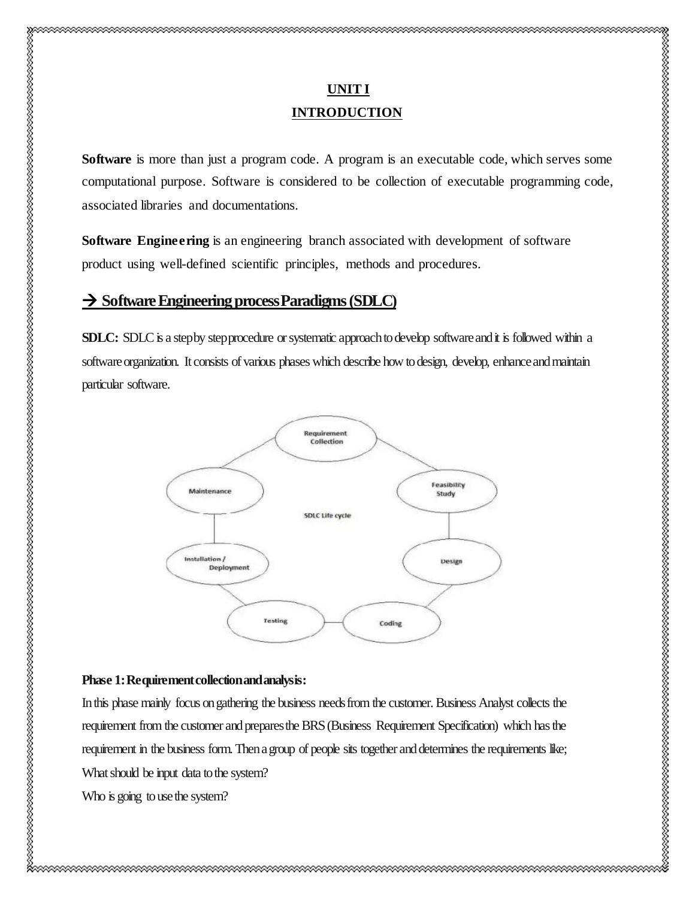# UNIT I
## INTRODUCTION

**Software** is more than just a program code. A program is an executable code, which serves some computational purpose. Software is considered to be collection of executable programming code, associated libraries and documentations.

**Software Engineering** is an engineering branch associated with development of software product using well-defined scientific principles, methods and procedures.

## → Software Engineering process Paradigms (SDLC)

**SDLC:** SDLC is a step by step procedure or systematic approach to develop software and it is followed within a software organization. It consists of various phases which describe how to design, develop, enhance and maintain particular software.

**Phase 1: Requirement collection and analysis:**

In this phase mainly focus on gathering the business needs from the customer. Business Analyst collects the requirement from the customer and prepares the BRS (Business Requirement Specification) which has the requirement in the business form. Then a group of people sits together and determines the requirements like;

What should be input data to the system?

Who is going to use the system?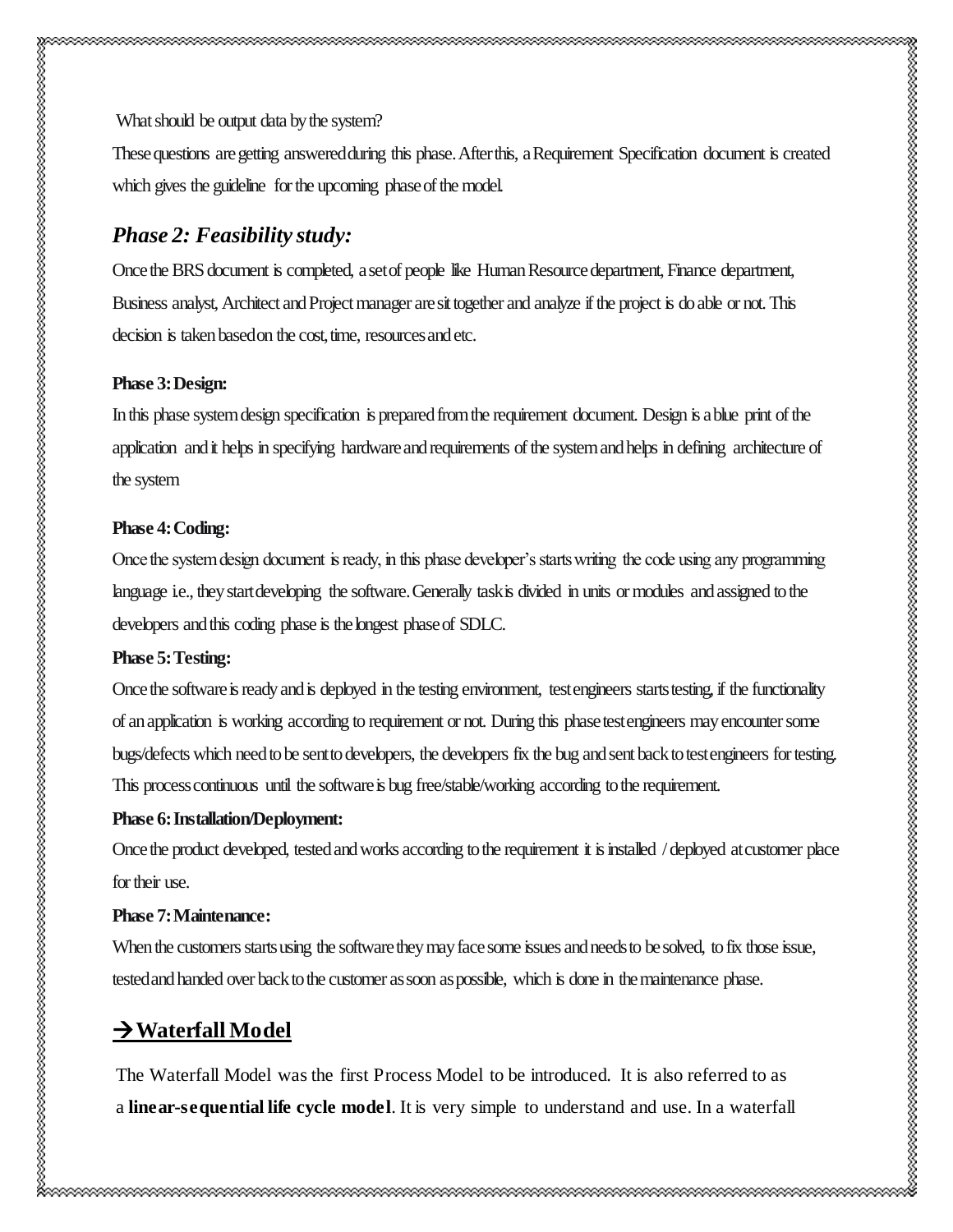What should be output data by the system?

These questions are getting answered during this phase. After this, a Requirement Specification document is created which gives the guideline for the upcoming phase of the model.

### *Phase 2: Feasibility study:*

Once the BRS document is completed, a set of people like Human Resource department, Finance department, Business analyst, Architect and Project manager are sit together and analyze if the project is do able or not. This decision is taken based on the cost, time, resources and etc.

**Phase 3: Design:**

In this phase system design specification is prepared from the requirement document. Design is a blue print of the application and it helps in specifying hardware and requirements of the system and helps in defining architecture of the system

**Phase 4: Coding:**

Once the system design document is ready, in this phase developer's starts writing the code using any programming language i.e., they start developing the software. Generally task is divided in units or modules and assigned to the developers and this coding phase is the longest phase of SDLC.

**Phase 5: Testing:**

Once the software is ready and is deployed in the testing environment, test engineers starts testing, if the functionality of an application is working according to requirement or not. During this phase test engineers may encounter some bugs/defects which need to be sent to developers, the developers fix the bug and sent back to test engineers for testing. This process continuous until the software is bug free/stable/working according to the requirement.

**Phase 6: Installation/Deployment:**

Once the product developed, tested and works according to the requirement it is installed / deployed at customer place for their use.

**Phase 7: Maintenance:**

When the customers starts using the software they may face some issues and needs to be solved, to fix those issue, tested and handed over back to the customer as soon as possible, which is done in the maintenance phase.

## →**Waterfall Model**

The Waterfall Model was the first Process Model to be introduced. It is also referred to as a **linear-sequential life cycle model**. It is very simple to understand and use. In a waterfall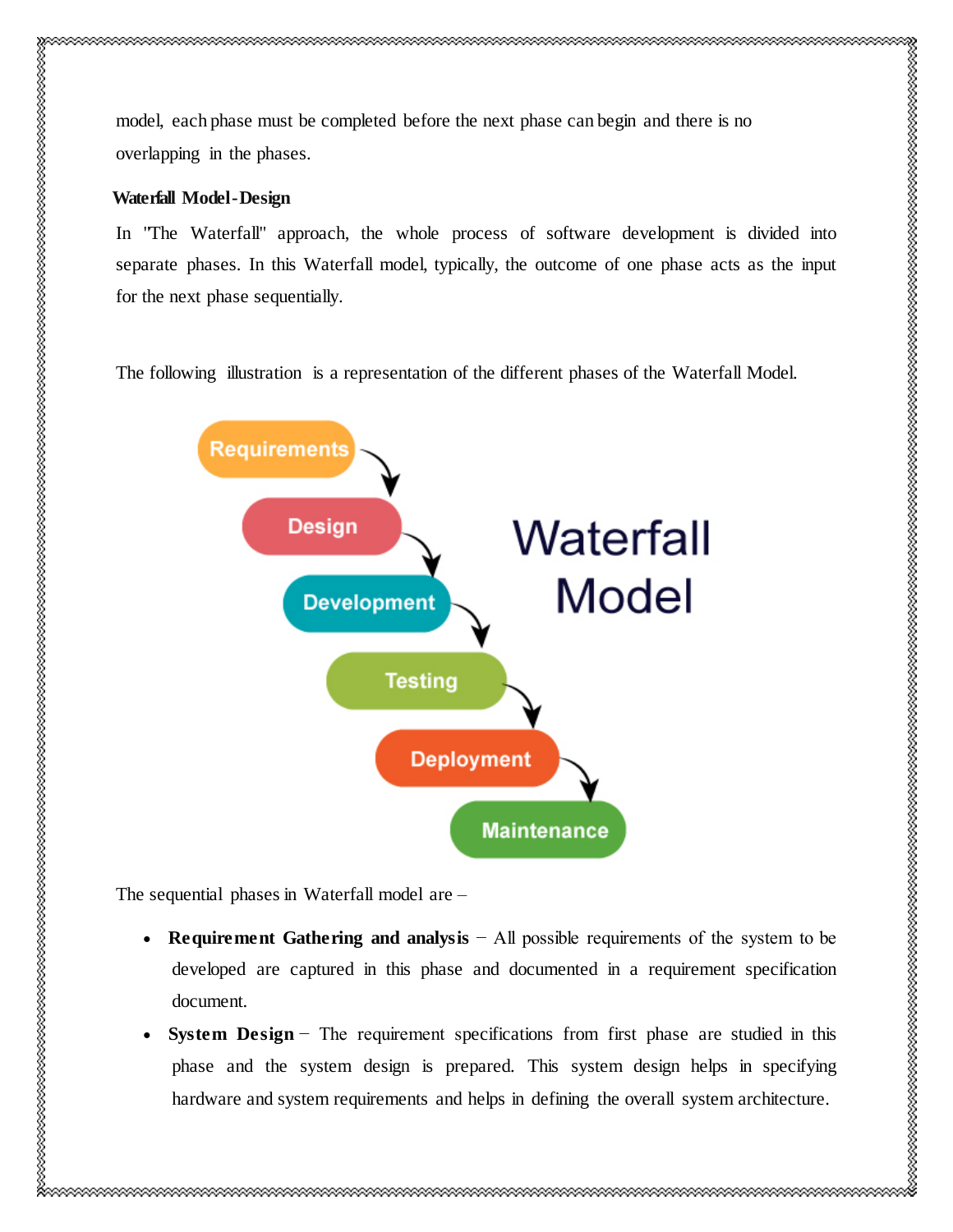model, each phase must be completed before the next phase can begin and there is no overlapping in the phases.

**Waterfall Model-Design**

In "The Waterfall" approach, the whole process of software development is divided into separate phases. In this Waterfall model, typically, the outcome of one phase acts as the input for the next phase sequentially.

The following illustration is a representation of the different phases of the Waterfall Model.

The sequential phases in Waterfall model are –

- **Requirement Gathering and analysis** − All possible requirements of the system to be developed are captured in this phase and documented in a requirement specification document.
- **System Design** − The requirement specifications from first phase are studied in this phase and the system design is prepared. This system design helps in specifying hardware and system requirements and helps in defining the overall system architecture.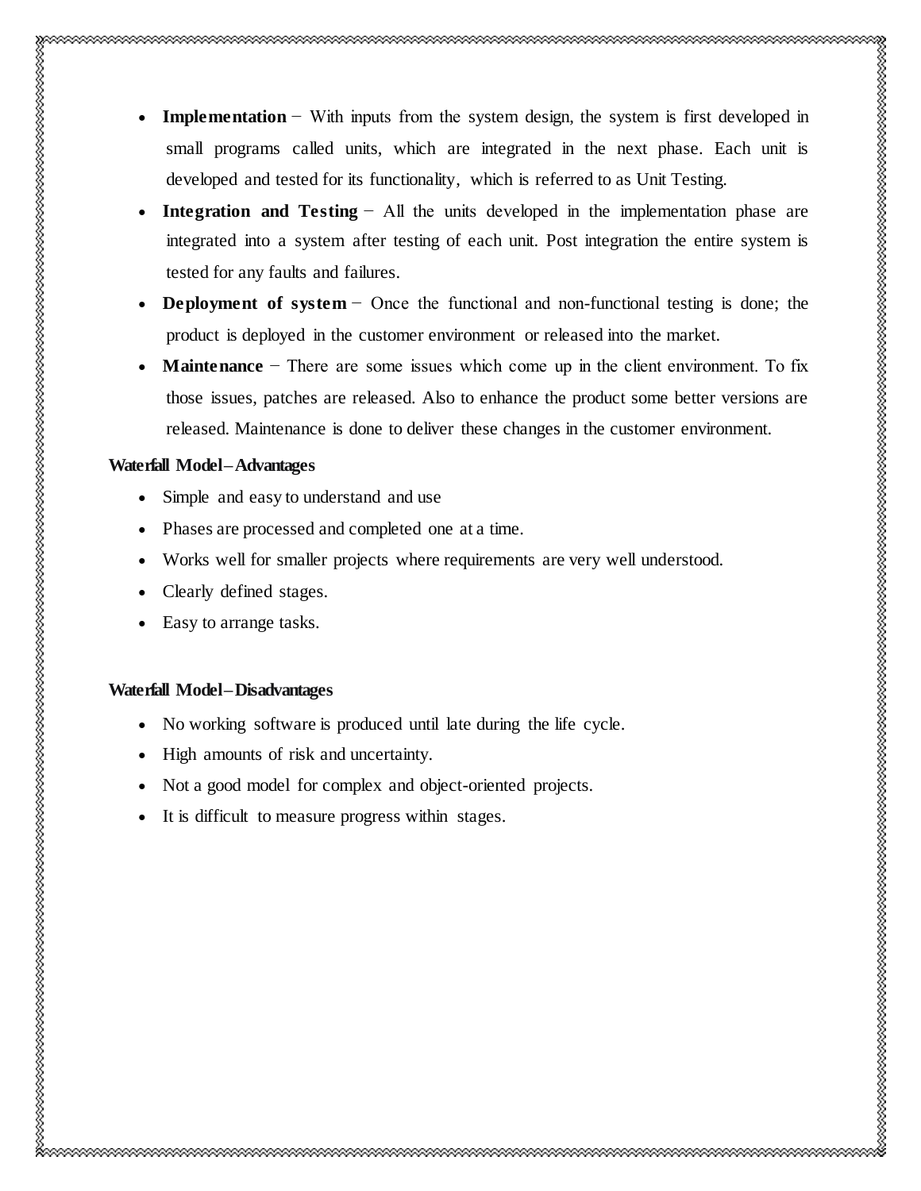- **Implementation** − With inputs from the system design, the system is first developed in small programs called units, which are integrated in the next phase. Each unit is developed and tested for its functionality, which is referred to as Unit Testing.
- **Integration and Testing** − All the units developed in the implementation phase are integrated into a system after testing of each unit. Post integration the entire system is tested for any faults and failures.
- **Deployment of system** − Once the functional and non-functional testing is done; the product is deployed in the customer environment or released into the market.
- **Maintenance** − There are some issues which come up in the client environment. To fix those issues, patches are released. Also to enhance the product some better versions are released. Maintenance is done to deliver these changes in the customer environment.

**Waterfall Model – Advantages**

- Simple and easy to understand and use
- Phases are processed and completed one at a time.
- Works well for smaller projects where requirements are very well understood.
- Clearly defined stages.
- Easy to arrange tasks.

**Waterfall Model – Disadvantages**

- No working software is produced until late during the life cycle.
- High amounts of risk and uncertainty.
- Not a good model for complex and object-oriented projects.
- It is difficult to measure progress within stages.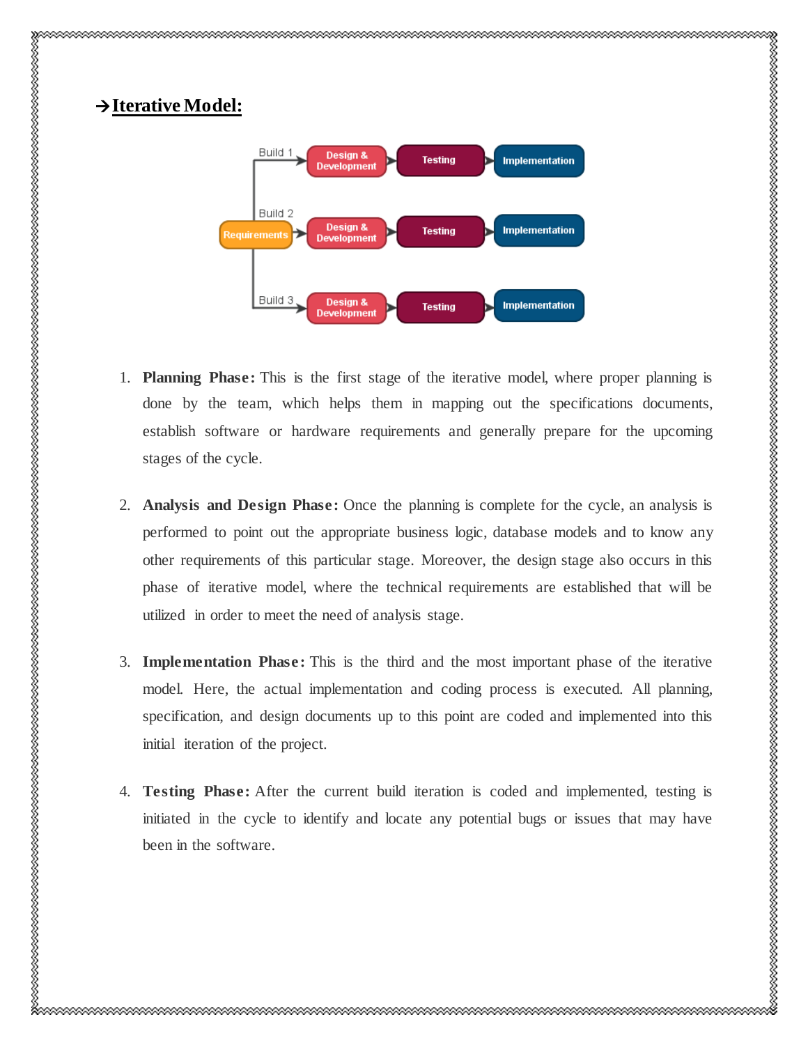## →Iterative Model:

1. **Planning Phase:** This is the first stage of the iterative model, where proper planning is done by the team, which helps them in mapping out the specifications documents, establish software or hardware requirements and generally prepare for the upcoming stages of the cycle.

2. **Analysis and Design Phase:** Once the planning is complete for the cycle, an analysis is performed to point out the appropriate business logic, database models and to know any other requirements of this particular stage. Moreover, the design stage also occurs in this phase of iterative model, where the technical requirements are established that will be utilized in order to meet the need of analysis stage.

3. **Implementation Phase:** This is the third and the most important phase of the iterative model. Here, the actual implementation and coding process is executed. All planning, specification, and design documents up to this point are coded and implemented into this initial iteration of the project.

4. **Testing Phase:** After the current build iteration is coded and implemented, testing is initiated in the cycle to identify and locate any potential bugs or issues that may have been in the software.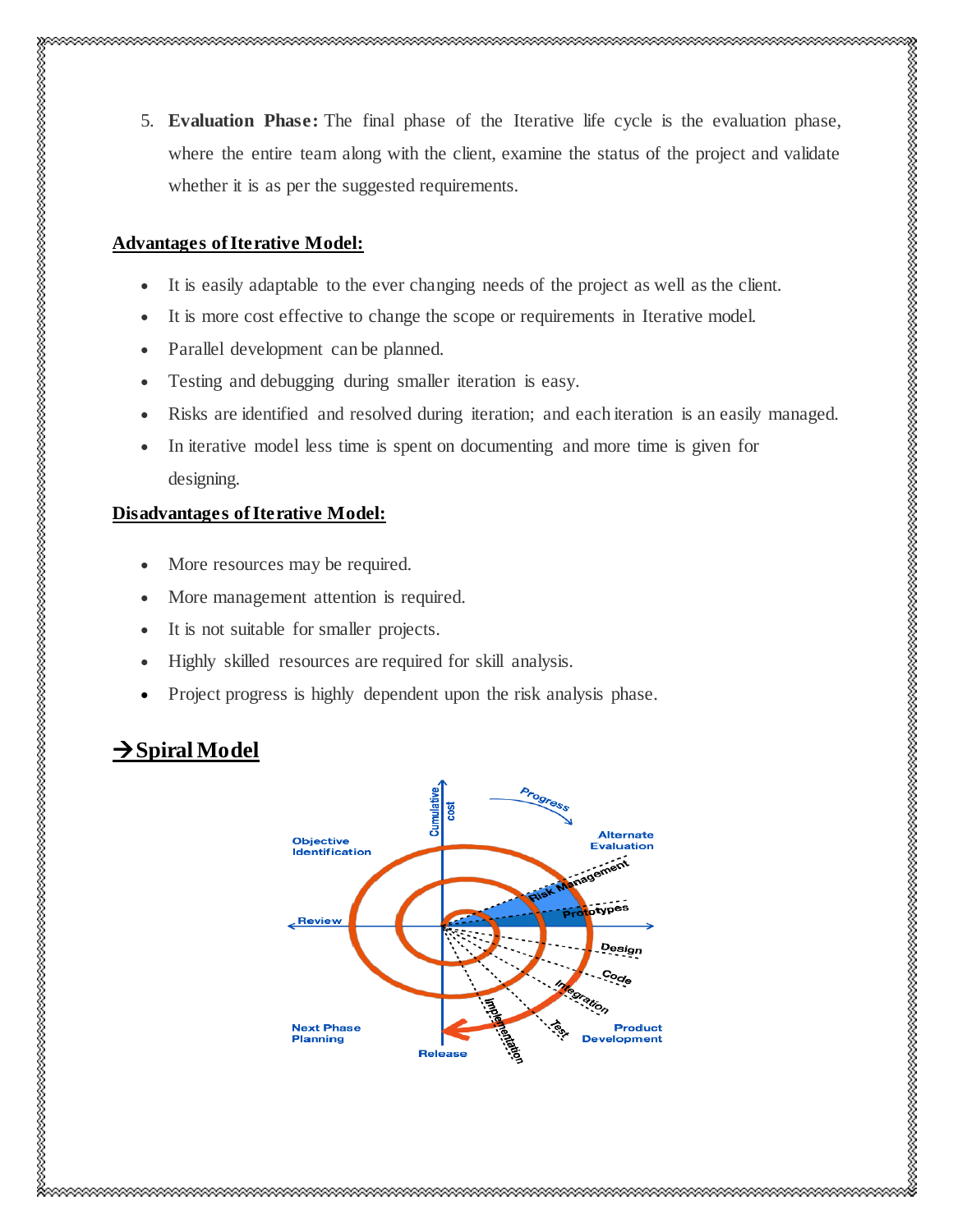5. **Evaluation Phase:** The final phase of the Iterative life cycle is the evaluation phase, where the entire team along with the client, examine the status of the project and validate whether it is as per the suggested requirements.

**Advantages of Iterative Model:**

- It is easily adaptable to the ever changing needs of the project as well as the client.
- It is more cost effective to change the scope or requirements in Iterative model.
- Parallel development can be planned.
- Testing and debugging during smaller iteration is easy.
- Risks are identified and resolved during iteration; and each iteration is an easily managed.
- In iterative model less time is spent on documenting and more time is given for designing.

**Disadvantages of Iterative Model:**

- More resources may be required.
- More management attention is required.
- It is not suitable for smaller projects.
- Highly skilled resources are required for skill analysis.
- Project progress is highly dependent upon the risk analysis phase.

## → Spiral Model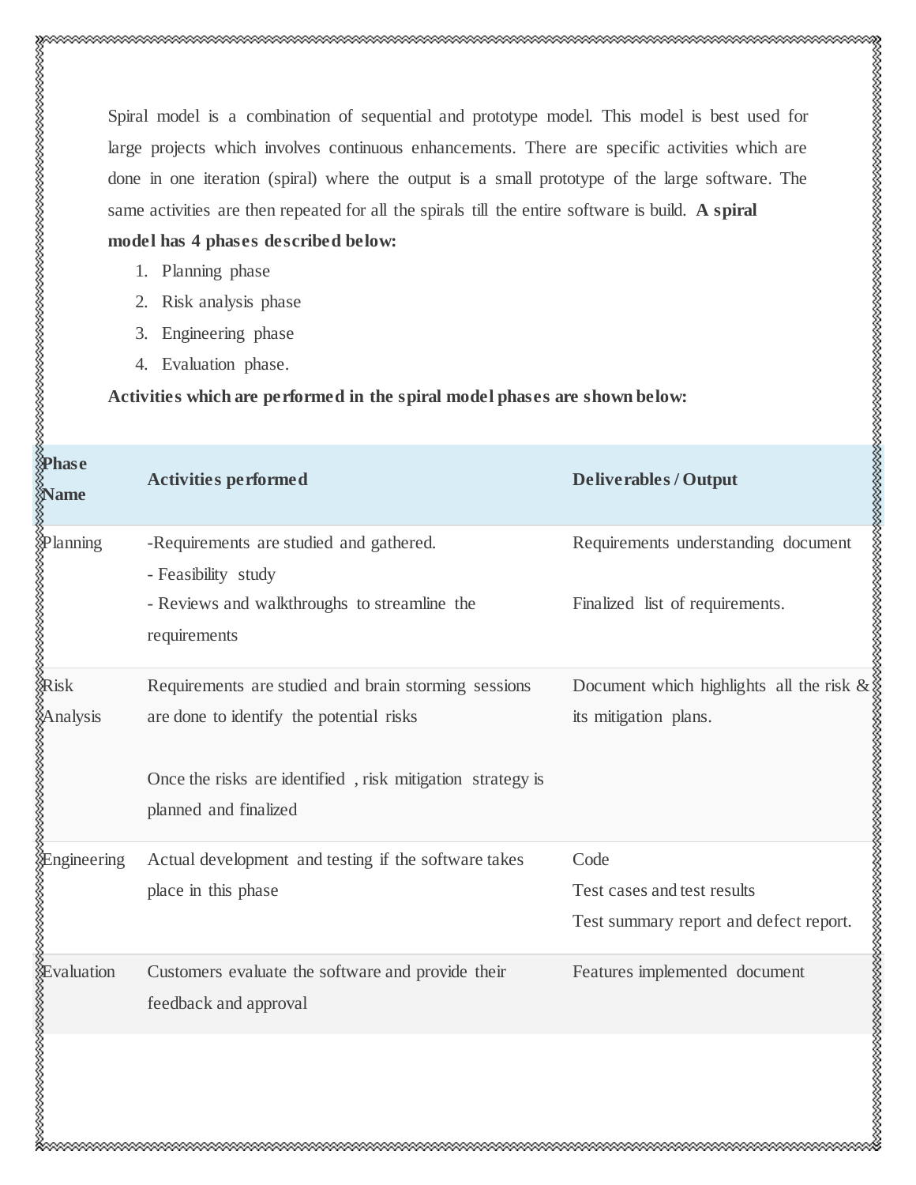Spiral model is a combination of sequential and prototype model. This model is best used for large projects which involves continuous enhancements. There are specific activities which are done in one iteration (spiral) where the output is a small prototype of the large software. The same activities are then repeated for all the spirals till the entire software is build. **A spiral model has 4 phases described below:**

1. Planning phase
2. Risk analysis phase
3. Engineering phase
4. Evaluation phase.

**Activities which are performed in the spiral model phases are shown below:**

| Phase Name | Activities performed | Deliverables / Output |
|---|---|---|
| Planning | -Requirements are studied and gathered.<br>- Feasibility study<br>- Reviews and walkthroughs to streamline the requirements | Requirements understanding document<br><br>Finalized list of requirements. |
| Risk Analysis | Requirements are studied and brain storming sessions are done to identify the potential risks<br><br>Once the risks are identified , risk mitigation strategy is planned and finalized | Document which highlights all the risk & its mitigation plans. |
| Engineering | Actual development and testing if the software takes place in this phase | Code<br>Test cases and test results<br>Test summary report and defect report. |
| Evaluation | Customers evaluate the software and provide their feedback and approval | Features implemented document |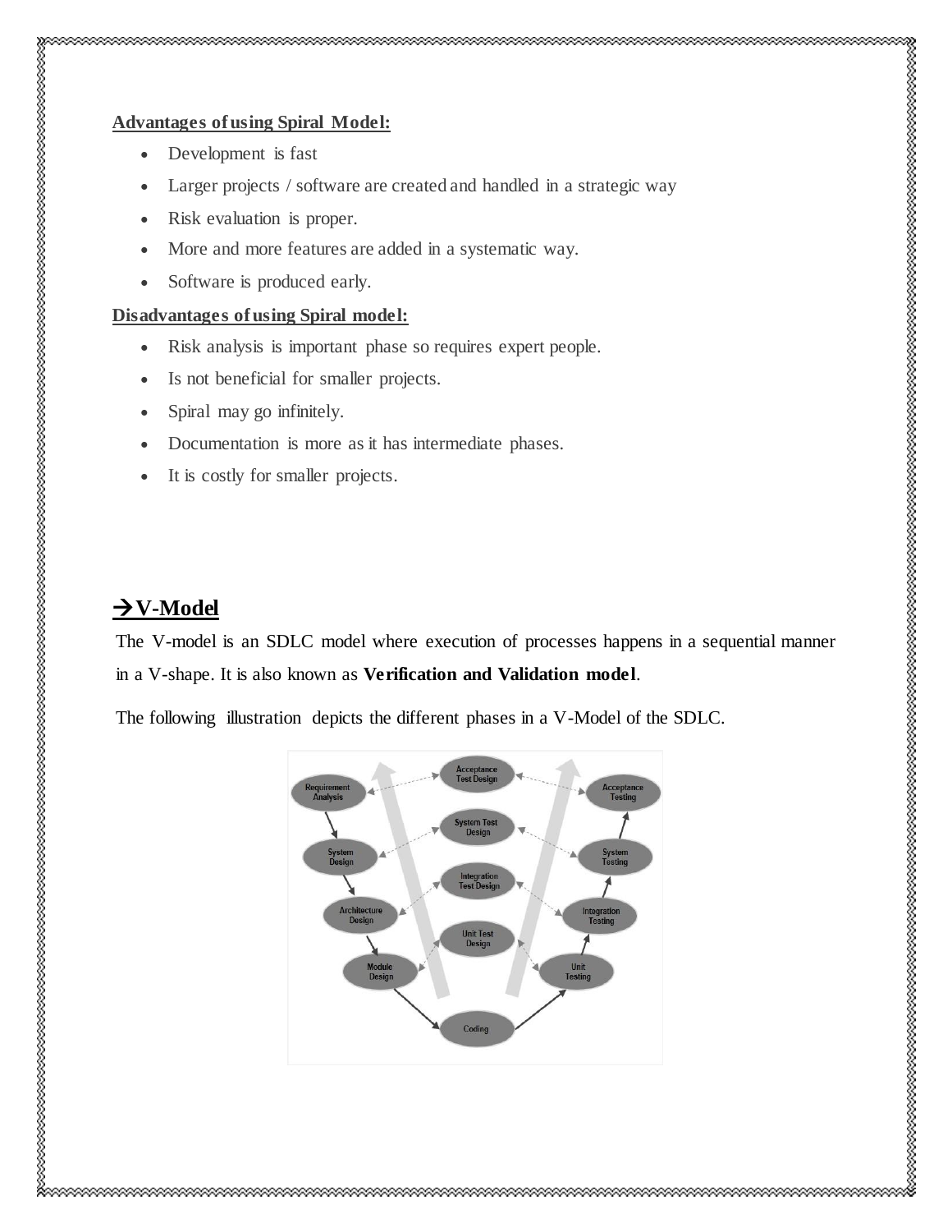**Advantages of using Spiral Model:**

- Development is fast
- Larger projects / software are created and handled in a strategic way
- Risk evaluation is proper.
- More and more features are added in a systematic way.
- Software is produced early.

**Disadvantages of using Spiral model:**

- Risk analysis is important phase so requires expert people.
- Is not beneficial for smaller projects.
- Spiral may go infinitely.
- Documentation is more as it has intermediate phases.
- It is costly for smaller projects.

## →V-Model

The V-model is an SDLC model where execution of processes happens in a sequential manner in a V-shape. It is also known as **Verification and Validation model**.

The following illustration depicts the different phases in a V-Model of the SDLC.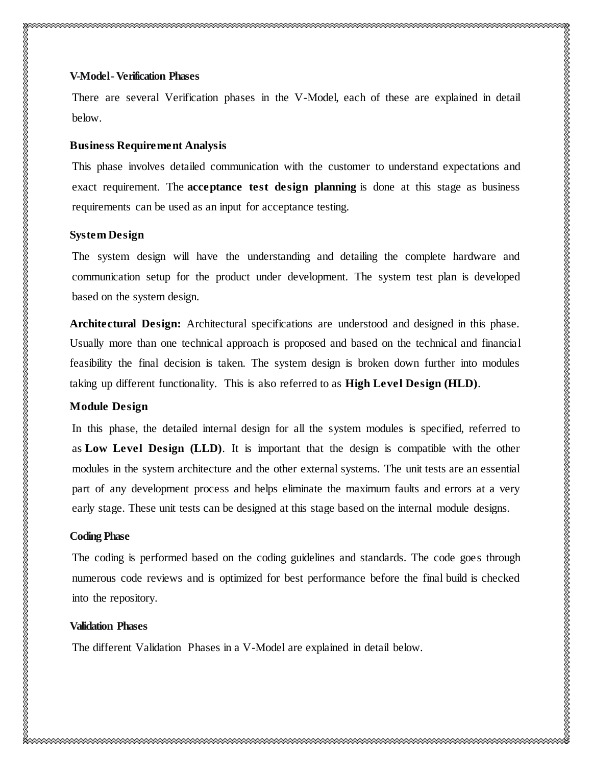### V-Model - Verification Phases

There are several Verification phases in the V-Model, each of these are explained in detail below.

### Business Requirement Analysis

This phase involves detailed communication with the customer to understand expectations and exact requirement. The **acceptance test design planning** is done at this stage as business requirements can be used as an input for acceptance testing.

### System Design

The system design will have the understanding and detailing the complete hardware and communication setup for the product under development. The system test plan is developed based on the system design.

**Architectural Design:** Architectural specifications are understood and designed in this phase. Usually more than one technical approach is proposed and based on the technical and financial feasibility the final decision is taken. The system design is broken down further into modules taking up different functionality. This is also referred to as **High Level Design (HLD)**.

### Module Design

In this phase, the detailed internal design for all the system modules is specified, referred to as **Low Level Design (LLD)**. It is important that the design is compatible with the other modules in the system architecture and the other external systems. The unit tests are an essential part of any development process and helps eliminate the maximum faults and errors at a very early stage. These unit tests can be designed at this stage based on the internal module designs.

### Coding Phase

The coding is performed based on the coding guidelines and standards. The code goes through numerous code reviews and is optimized for best performance before the final build is checked into the repository.

### Validation Phases

The different Validation Phases in a V-Model are explained in detail below.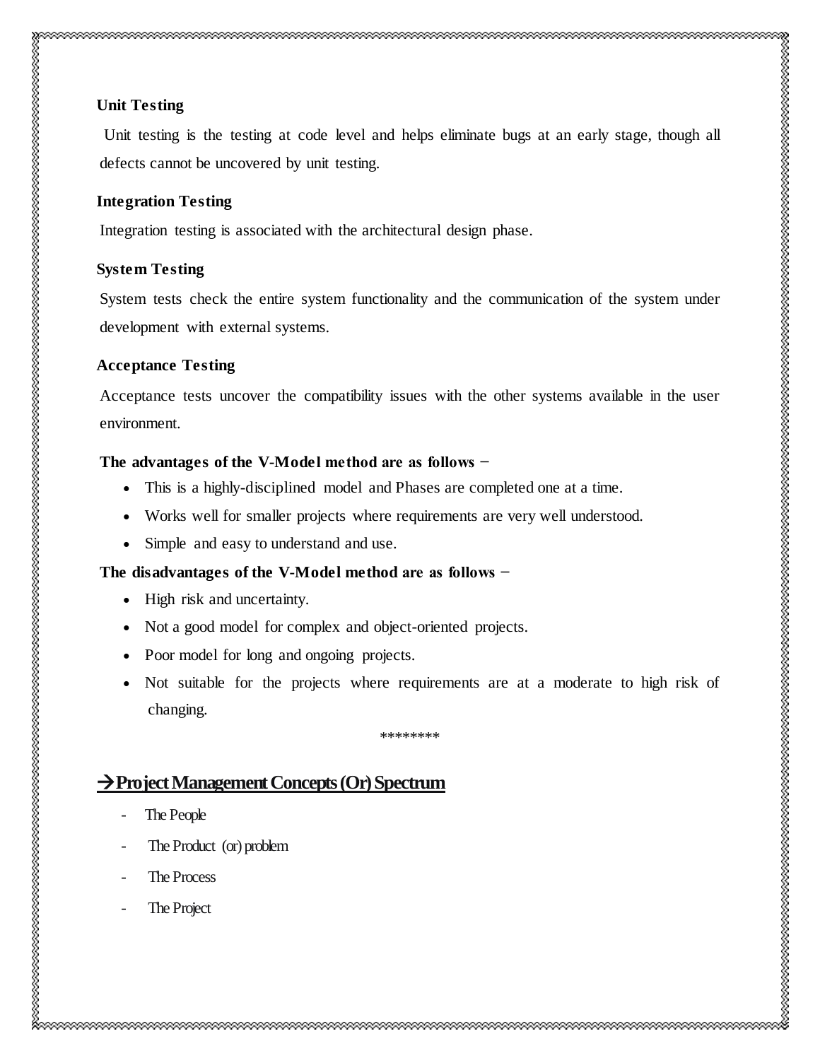**Unit Testing**

Unit testing is the testing at code level and helps eliminate bugs at an early stage, though all defects cannot be uncovered by unit testing.

**Integration Testing**

Integration testing is associated with the architectural design phase.

**System Testing**

System tests check the entire system functionality and the communication of the system under development with external systems.

**Acceptance Testing**

Acceptance tests uncover the compatibility issues with the other systems available in the user environment.

**The advantages of the V-Model method are as follows −**

- This is a highly-disciplined model and Phases are completed one at a time.
- Works well for smaller projects where requirements are very well understood.
- Simple and easy to understand and use.

**The disadvantages of the V-Model method are as follows −**

- High risk and uncertainty.
- Not a good model for complex and object-oriented projects.
- Poor model for long and ongoing projects.
- Not suitable for the projects where requirements are at a moderate to high risk of changing.

********

## →Project Management Concepts (Or) Spectrum

- The People
- The Product (or) problem
- The Process
- The Project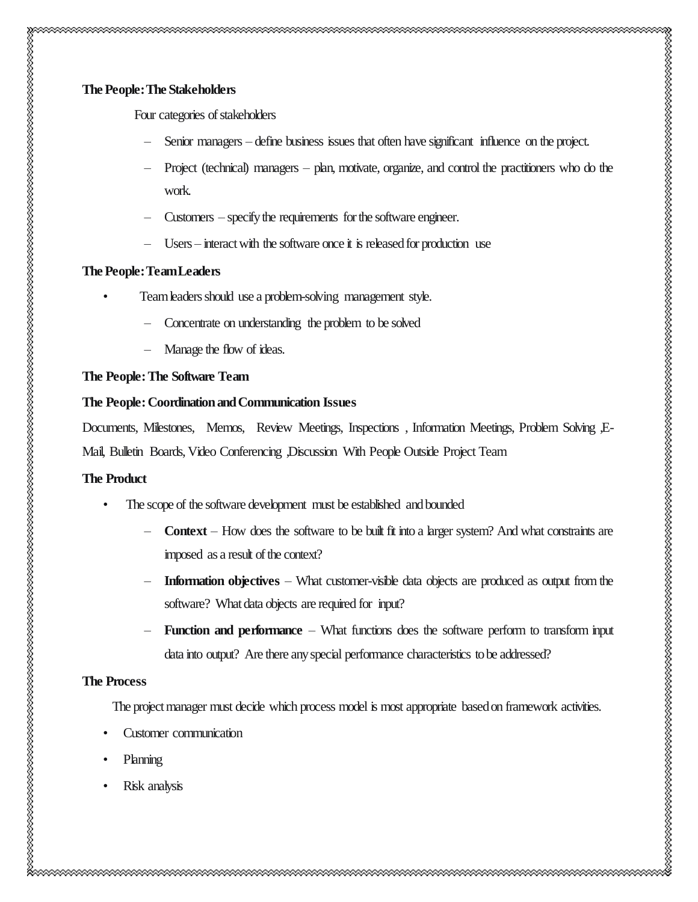**The People: The Stakeholders**

Four categories of stakeholders

- Senior managers – define business issues that often have significant influence on the project.
- Project (technical) managers – plan, motivate, organize, and control the practitioners who do the work.
- Customers – specify the requirements for the software engineer.
- Users – interact with the software once it is released for production use

**The People: Team Leaders**

- Team leaders should use a problem-solving management style.
  - Concentrate on understanding the problem to be solved
  - Manage the flow of ideas.

**The People: The Software Team**

**The People: Coordination and Communication Issues**

Documents, Milestones, Memos, Review Meetings, Inspections , Information Meetings, Problem Solving ,E-Mail, Bulletin Boards, Video Conferencing ,Discussion With People Outside Project Team

**The Product**

- The scope of the software development must be established and bounded
  - **Context** – How does the software to be built fit into a larger system? And what constraints are imposed as a result of the context?
  - **Information objectives** – What customer-visible data objects are produced as output from the software? What data objects are required for input?
  - **Function and performance** – What functions does the software perform to transform input data into output? Are there any special performance characteristics to be addressed?

**The Process**

The project manager must decide which process model is most appropriate based on framework activities.

- Customer communication
- Planning
- Risk analysis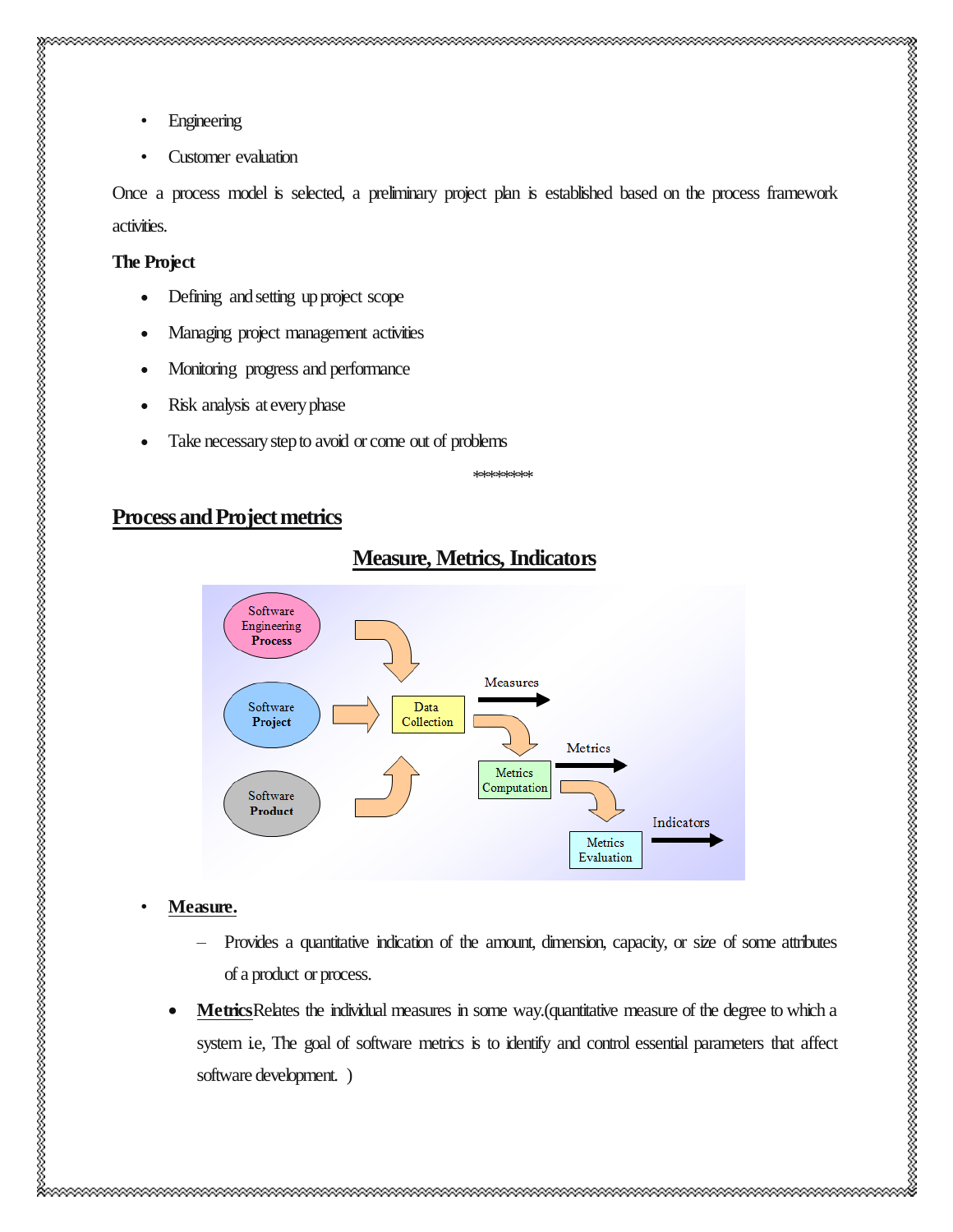- Engineering
- Customer evaluation

Once a process model is selected, a preliminary project plan is established based on the process framework activities.

**The Project**

- Defining and setting up project scope
- Managing project management activities
- Monitoring progress and performance
- Risk analysis at every phase
- Take necessary step to avoid or come out of problems

*********

## Process and Project metrics

### Measure, Metrics, Indicators

Software Engineering **Process**

Software **Project**

Software **Product**

Data Collection → Measures

Metrics Computation → Metrics

Metrics Evaluation → Indicators

- **Measure.**
  - Provides a quantitative indication of the amount, dimension, capacity, or size of some attributes of a product or process.
- **Metrics** Relates the individual measures in some way.(quantitative measure of the degree to which a system i.e, The goal of software metrics is to identify and control essential parameters that affect software development. )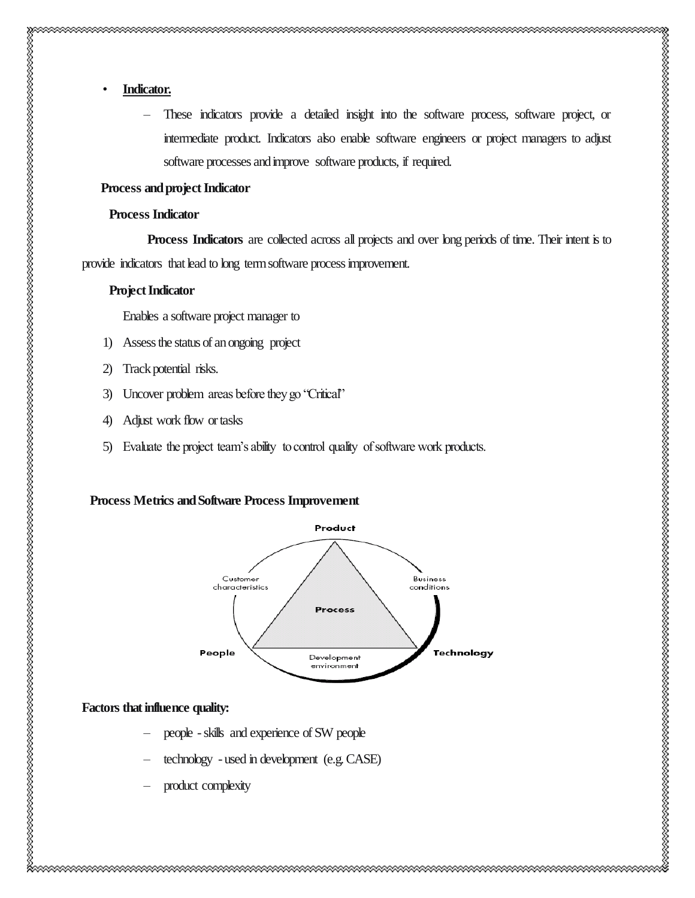- **Indicator.**
  - These indicators provide a detailed insight into the software process, software project, or intermediate product. Indicators also enable software engineers or project managers to adjust software processes and improve software products, if required.

**Process and project Indicator**

**Process Indicator**

**Process Indicators** are collected across all projects and over long periods of time. Their intent is to provide indicators that lead to long term software process improvement.

**Project Indicator**

Enables a software project manager to

1) Assess the status of an ongoing project
2) Track potential risks.
3) Uncover problem areas before they go "Critical"
4) Adjust work flow or tasks
5) Evaluate the project team's ability to control quality of software work products.

**Process Metrics and Software Process Improvement**

**Factors that influence quality:**

- people - skills and experience of SW people
- technology - used in development (e.g. CASE)
- product complexity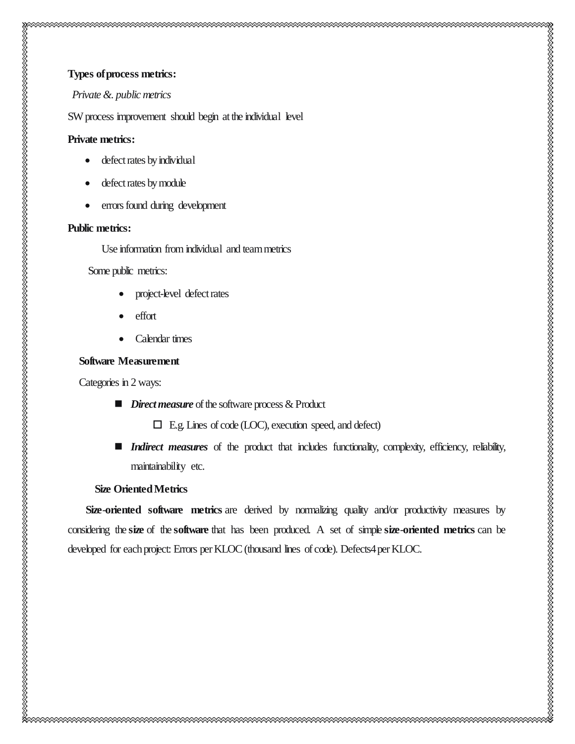**Types of process metrics:**

*Private &. public metrics*

SW process improvement should begin at the individual level

**Private metrics:**

- defect rates by individual
- defect rates by module
- errors found during development

**Public metrics:**

Use information from individual and team metrics

Some public metrics:

- project-level defect rates
- effort
- Calendar times

**Software Measurement**

Categories in 2 ways:

- ***Direct measure*** of the software process & Product
    - E.g. Lines of code (LOC), execution speed, and defect)
- ***Indirect measures*** of the product that includes functionality, complexity, efficiency, reliability, maintainability etc.

**Size Oriented Metrics**

**Size-oriented software metrics** are derived by normalizing quality and/or productivity measures by considering the **size** of the **software** that has been produced. A set of simple **size-oriented metrics** can be developed for each project: Errors per KLOC (thousand lines of code). Defects4 per KLOC.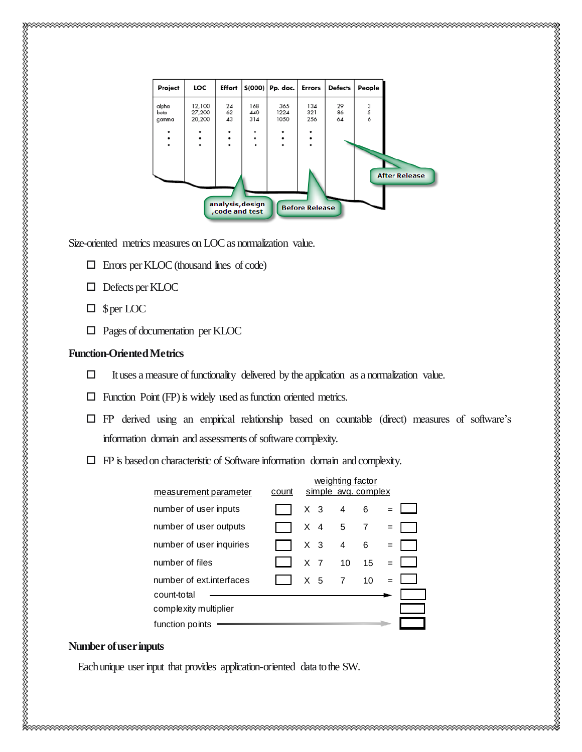| Project | LOC | Effort | $(000) | Pp. doc. | Errors | Defects | People |
|---|---|---|---|---|---|---|---|
| alpha | 12,100 | 24 | 168 | 365 | 134 | 29 | 3 |
| beta | 27,200 | 62 | 440 | 1224 | 321 | 86 | 5 |
| gamma | 20,200 | 43 | 314 | 1050 | 256 | 64 | 6 |
| ⋮ | ⋮ | ⋮ | ⋮ | ⋮ | ⋮ | | |

analysis,design ,code and test — Before Release — After Release

Size-oriented metrics measures on LOC as normalization value.

- Errors per KLOC (thousand lines of code)
- Defects per KLOC
- $ per LOC
- Pages of documentation per KLOC

**Function-Oriented Metrics**

- It uses a measure of functionality delivered by the application as a normalization value.
- Function Point (FP) is widely used as function oriented metrics.
- FP derived using an empirical relationship based on countable (direct) measures of software's information domain and assessments of software complexity.
- FP is based on characteristic of Software information domain and complexity.

| measurement parameter | count | | weighting factor simple | avg. | complex | | |
|---|---|---|---|---|---|---|---|
| number of user inputs | | X | 3 | 4 | 6 | = | |
| number of user outputs | | X | 4 | 5 | 7 | = | |
| number of user inquiries | | X | 3 | 4 | 6 | = | |
| number of files | | X | 7 | 10 | 15 | = | |
| number of ext.interfaces | | X | 5 | 7 | 10 | = | |
| count-total | | | | | | → | |
| complexity multiplier | | | | | | | |
| function points | | | | | | → | |

**Number of user inputs**

Each unique user input that provides application-oriented data to the SW.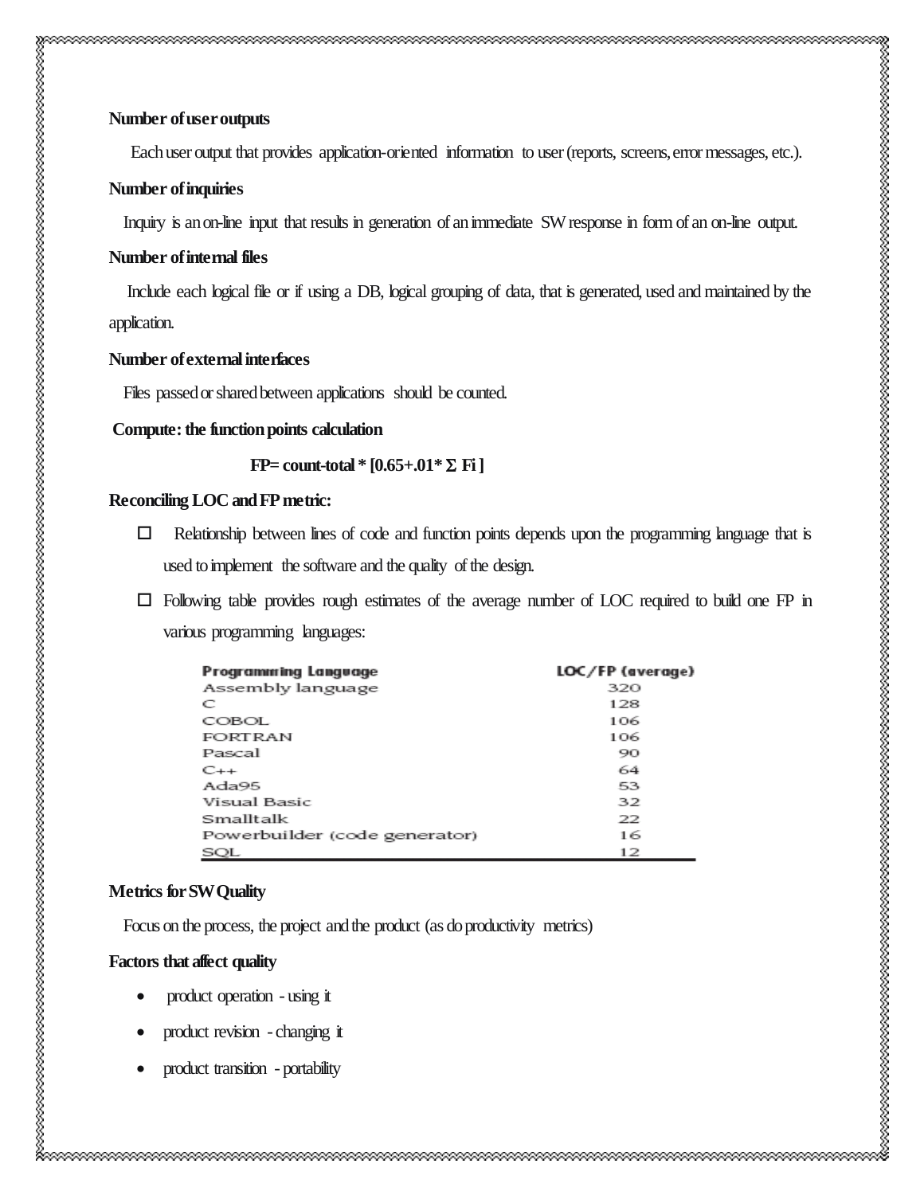**Number of user outputs**

Each user output that provides application-oriented information to user (reports, screens, error messages, etc.).

**Number of inquiries**

Inquiry is an on-line input that results in generation of an immediate SW response in form of an on-line output.

**Number of internal files**

Include each logical file or if using a DB, logical grouping of data, that is generated, used and maintained by the application.

**Number of external interfaces**

Files passed or shared between applications should be counted.

**Compute: the function points calculation**

$$FP = \text{count-total} * [0.65 + .01 * \Sigma \, Fi]$$

**Reconciling LOC and FP metric:**

- Relationship between lines of code and function points depends upon the programming language that is used to implement the software and the quality of the design.
- Following table provides rough estimates of the average number of LOC required to build one FP in various programming languages:

| Programming Language | LOC/FP (average) |
|---|---|
| Assembly language | 320 |
| C | 128 |
| COBOL | 106 |
| FORTRAN | 106 |
| Pascal | 90 |
| C++ | 64 |
| Ada95 | 53 |
| Visual Basic | 32 |
| Smalltalk | 22 |
| Powerbuilder (code generator) | 16 |
| SQL | 12 |

**Metrics for SW Quality**

Focus on the process, the project and the product (as do productivity metrics)

**Factors that affect quality**

- product operation - using it
- product revision - changing it
- product transition - portability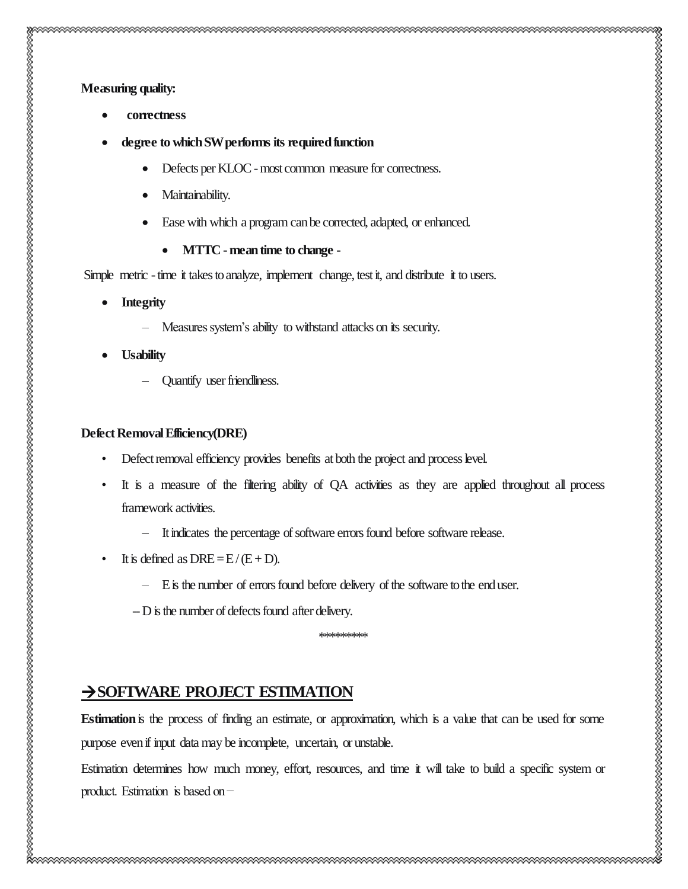**Measuring quality:**

- **correctness**
- **degree to which SW performs its required function**
    - Defects per KLOC - most common measure for correctness.
    - Maintainability.
    - Ease with which a program can be corrected, adapted, or enhanced.
        - **MTTC - mean time to change -**

Simple metric - time it takes to analyze, implement change, test it, and distribute it to users.

- **Integrity**
    - Measures system's ability to withstand attacks on its security.
- **Usability**
    - Quantify user friendliness.

**Defect Removal Efficiency(DRE)**

- Defect removal efficiency provides benefits at both the project and process level.
- It is a measure of the filtering ability of QA activities as they are applied throughout all process framework activities.
    - It indicates the percentage of software errors found before software release.
- It is defined as $DRE = E / (E + D)$.
    - E is the number of errors found before delivery of the software to the end user.
    - D is the number of defects found after delivery.

*********

## →SOFTWARE PROJECT ESTIMATION

**Estimation** is the process of finding an estimate, or approximation, which is a value that can be used for some purpose even if input data may be incomplete, uncertain, or unstable.

Estimation determines how much money, effort, resources, and time it will take to build a specific system or product. Estimation is based on −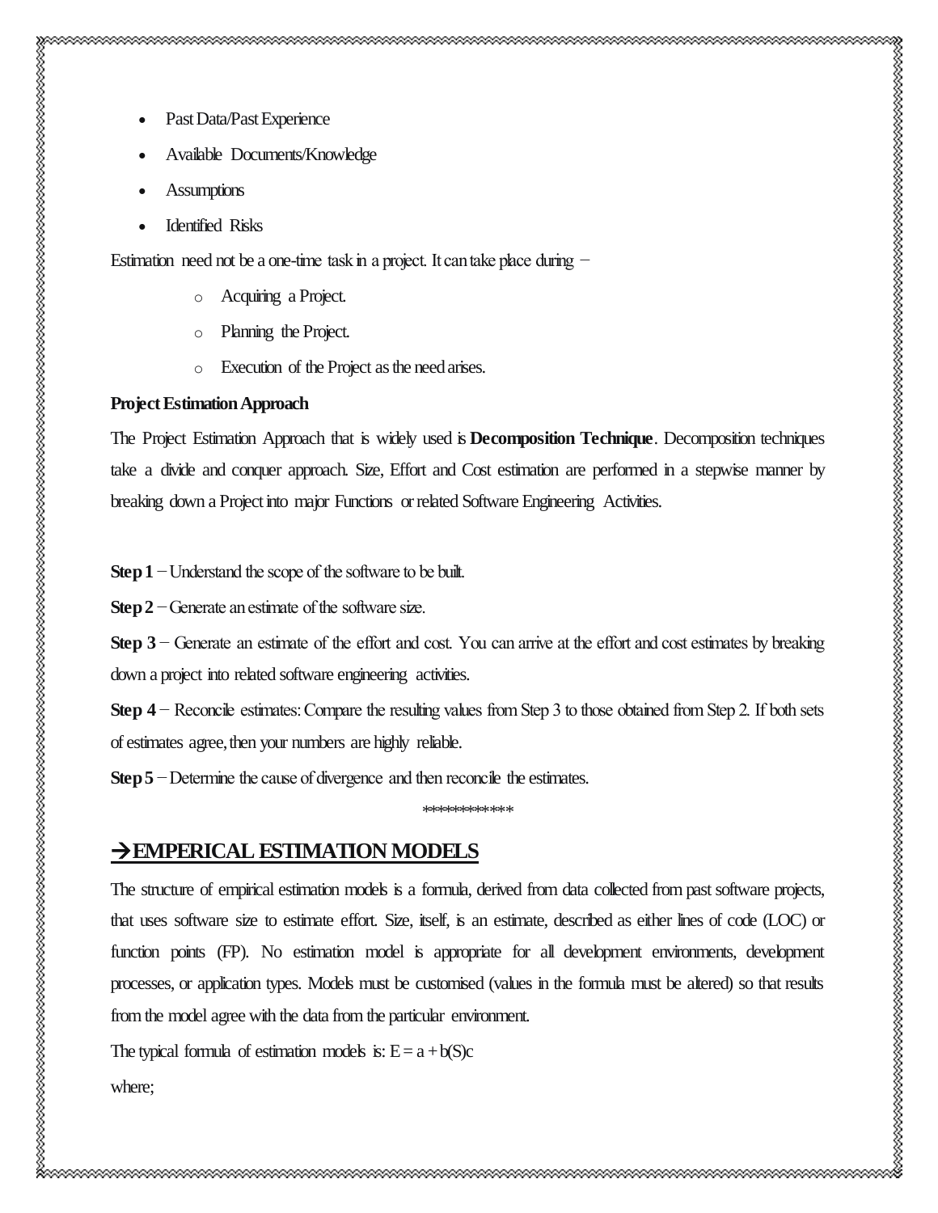- Past Data/Past Experience
- Available Documents/Knowledge
- Assumptions
- Identified Risks

Estimation need not be a one-time task in a project. It can take place during −

- Acquiring a Project.
- Planning the Project.
- Execution of the Project as the need arises.

**Project Estimation Approach**

The Project Estimation Approach that is widely used is **Decomposition Technique**. Decomposition techniques take a divide and conquer approach. Size, Effort and Cost estimation are performed in a stepwise manner by breaking down a Project into major Functions or related Software Engineering Activities.

**Step 1** − Understand the scope of the software to be built.

**Step 2** − Generate an estimate of the software size.

**Step 3** − Generate an estimate of the effort and cost. You can arrive at the effort and cost estimates by breaking down a project into related software engineering activities.

**Step 4** − Reconcile estimates: Compare the resulting values from Step 3 to those obtained from Step 2. If both sets of estimates agree, then your numbers are highly reliable.

**Step 5** − Determine the cause of divergence and then reconcile the estimates.

*************

## →EMPERICAL ESTIMATION MODELS

The structure of empirical estimation models is a formula, derived from data collected from past software projects, that uses software size to estimate effort. Size, itself, is an estimate, described as either lines of code (LOC) or function points (FP). No estimation model is appropriate for all development environments, development processes, or application types. Models must be customised (values in the formula must be altered) so that results from the model agree with the data from the particular environment.

The typical formula of estimation models is: $E = a + b(S)c$

where;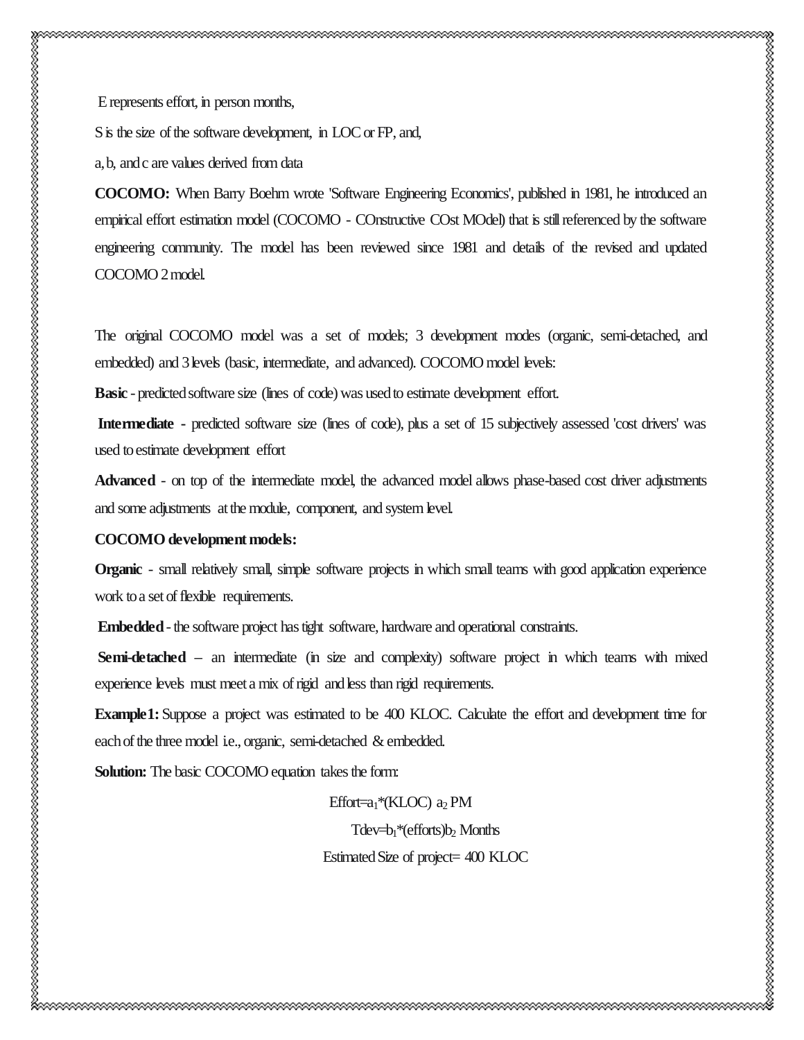E represents effort, in person months,

S is the size of the software development, in LOC or FP, and,

a, b, and c are values derived from data

**COCOMO:** When Barry Boehm wrote 'Software Engineering Economics', published in 1981, he introduced an empirical effort estimation model (COCOMO - COnstructive COst MOdel) that is still referenced by the software engineering community. The model has been reviewed since 1981 and details of the revised and updated COCOMO 2 model.

The original COCOMO model was a set of models; 3 development modes (organic, semi-detached, and embedded) and 3 levels (basic, intermediate, and advanced). COCOMO model levels:

**Basic** - predicted software size (lines of code) was used to estimate development effort.

**Intermediate** - predicted software size (lines of code), plus a set of 15 subjectively assessed 'cost drivers' was used to estimate development effort

**Advanced** - on top of the intermediate model, the advanced model allows phase-based cost driver adjustments and some adjustments at the module, component, and system level.

**COCOMO development models:**

**Organic** - small relatively small, simple software projects in which small teams with good application experience work to a set of flexible requirements.

**Embedded** - the software project has tight software, hardware and operational constraints.

**Semi-detached** – an intermediate (in size and complexity) software project in which teams with mixed experience levels must meet a mix of rigid and less than rigid requirements.

**Example1:** Suppose a project was estimated to be 400 KLOC. Calculate the effort and development time for each of the three model i.e., organic, semi-detached & embedded.

**Solution:** The basic COCOMO equation takes the form:

$$Effort = a_1 * (KLOC)\ a_2\ PM$$

$$Tdev = b_1 * (efforts) b_2\ Months$$

Estimated Size of project= 400 KLOC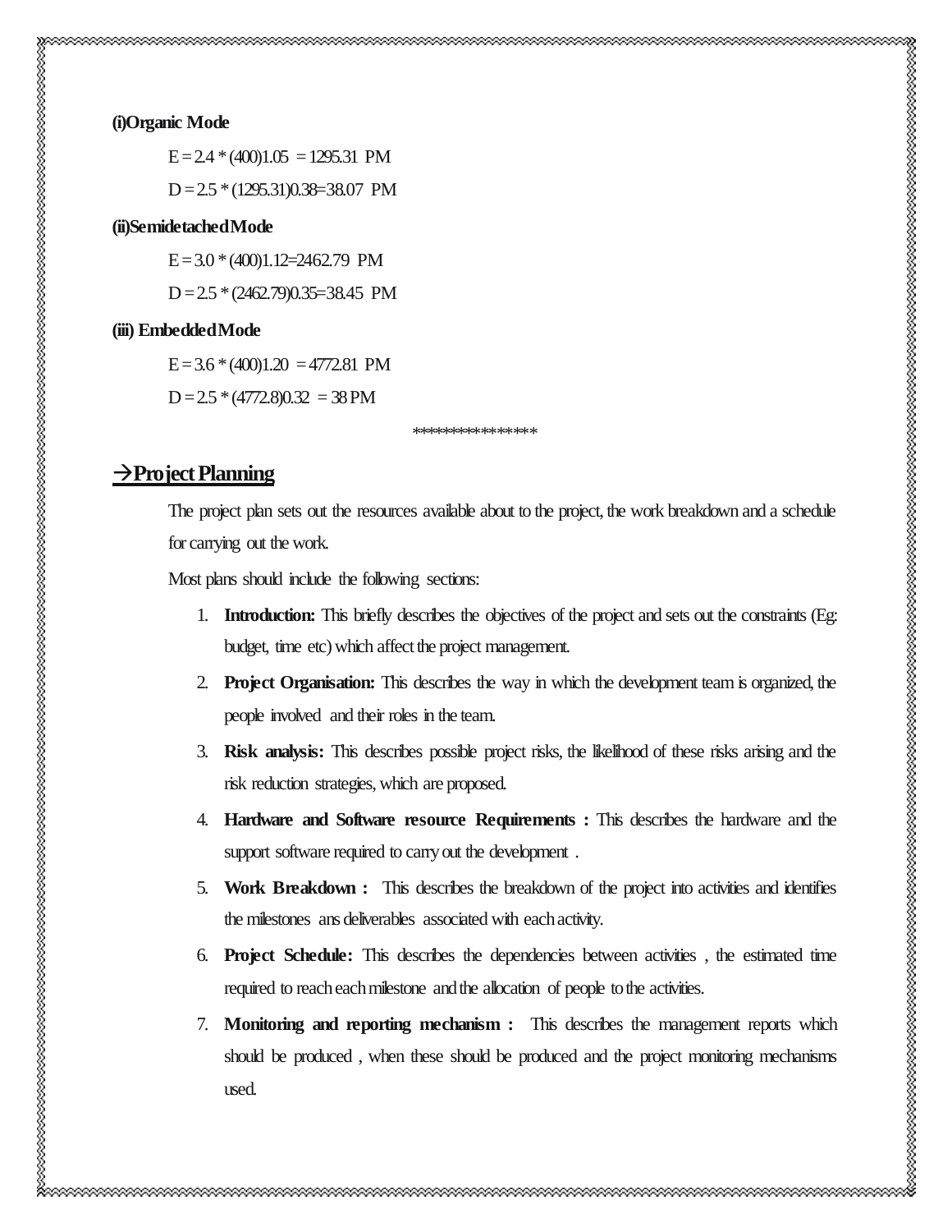**(i)Organic Mode**

$E = 2.4 * (400)^{1.05} = 1295.31$ PM

$D = 2.5 * (1295.31)^{0.38} = 38.07$ PM

**(ii)Semidetached Mode**

$E = 3.0 * (400)^{1.12} = 2462.79$ PM

$D = 2.5 * (2462.79)^{0.35} = 38.45$ PM

**(iii) Embedded Mode**

$E = 3.6 * (400)^{1.20} = 4772.81$ PM

$D = 2.5 * (4772.8)^{0.32} = 38$ PM

\*\*\*\*\*\*\*\*\*\*\*\*\*\*\*\*\*

## →Project Planning

The project plan sets out the resources available about to the project, the work breakdown and a schedule for carrying out the work.

Most plans should include the following sections:

1. **Introduction:** This briefly describes the objectives of the project and sets out the constraints (Eg: budget, time etc) which affect the project management.
2. **Project Organisation:** This describes the way in which the development team is organized, the people involved and their roles in the team.
3. **Risk analysis:** This describes possible project risks, the likelihood of these risks arising and the risk reduction strategies, which are proposed.
4. **Hardware and Software resource Requirements :** This describes the hardware and the support software required to carry out the development .
5. **Work Breakdown :** This describes the breakdown of the project into activities and identifies the milestones ans deliverables associated with each activity.
6. **Project Schedule:** This describes the dependencies between activities , the estimated time required to reach each milestone and the allocation of people to the activities.
7. **Monitoring and reporting mechanism :** This describes the management reports which should be produced , when these should be produced and the project monitoring mechanisms used.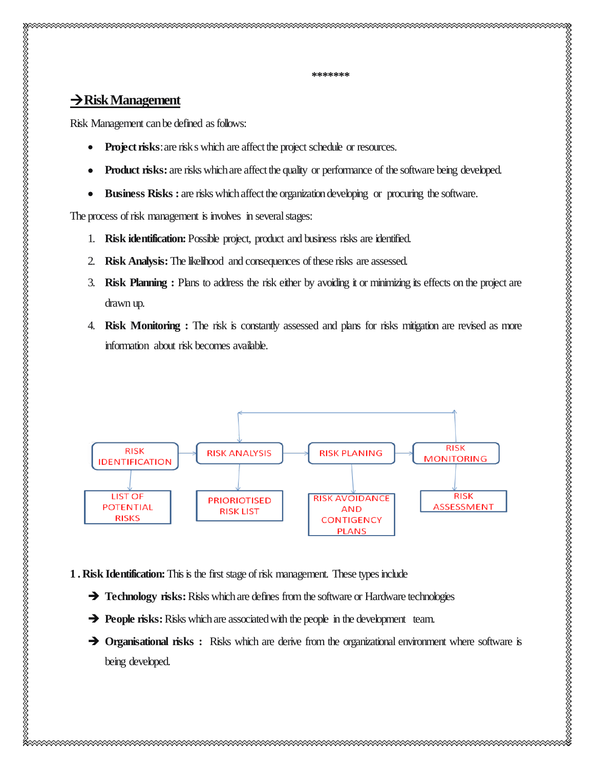*******

## → Risk Management

Risk Management can be defined as follows:

- **Project risks**: are risk s which are affect the project schedule or resources.
- **Product risks:** are risks which are affect the quality or performance of the software being developed.
- **Business Risks :** are risks which affect the organization developing or procuring the software.

The process of risk management is involves in several stages:

1. **Risk identification:** Possible project, product and business risks are identified.
2. **Risk Analysis:** The likelihood and consequences of these risks are assessed.
3. **Risk Planning :** Plans to address the risk either by avoiding it or minimizing its effects on the project are drawn up.
4. **Risk Monitoring :** The risk is constantly assessed and plans for risks mitigation are revised as more information about risk becomes available.

RISK IDENTIFICATION → RISK ANALYSIS → RISK PLANING → RISK MONITORING

- RISK IDENTIFICATION → LIST OF POTENTIAL RISKS
- RISK ANALYSIS → PRIORIOTISED RISK LIST
- RISK PLANING → RISK AVOIDANCE AND CONTIGENCY PLANS
- RISK MONITORING → RISK ASSESSMENT

(RISK MONITORING feeds back to RISK ANALYSIS)

**1 . Risk Identification:** This is the first stage of risk management. These types include

- ➔ **Technology risks:** Risks which are defines from the software or Hardware technologies
- ➔ **People risks:** Risks which are associated with the people in the development team.
- ➔ **Organisational risks :** Risks which are derive from the organizational environment where software is being developed.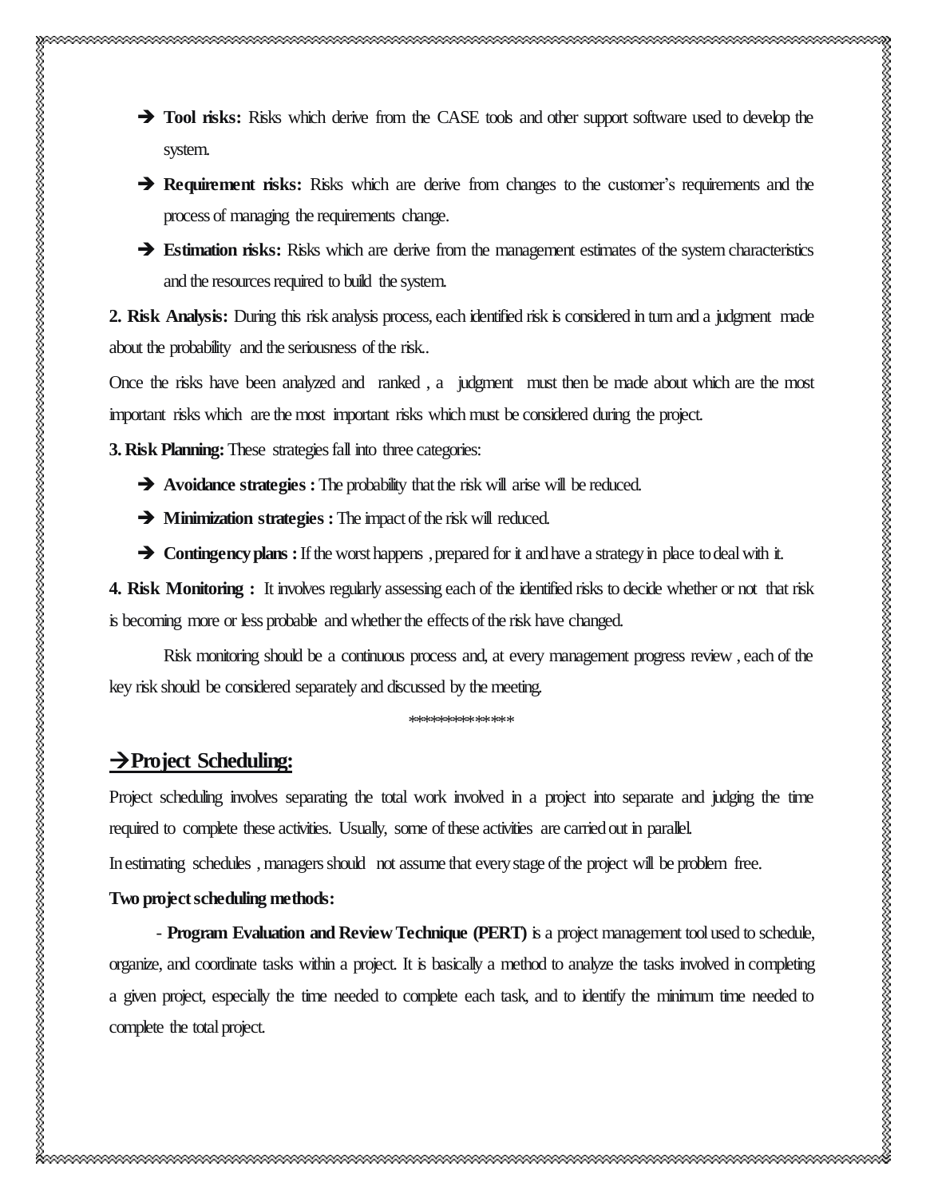- ➔ **Tool risks:** Risks which derive from the CASE tools and other support software used to develop the system.
- ➔ **Requirement risks:** Risks which are derive from changes to the customer's requirements and the process of managing the requirements change.
- ➔ **Estimation risks:** Risks which are derive from the management estimates of the system characteristics and the resources required to build the system.

**2. Risk Analysis:** During this risk analysis process, each identified risk is considered in turn and a judgment made about the probability and the seriousness of the risk..

Once the risks have been analyzed and ranked , a judgment must then be made about which are the most important risks which are the most important risks which must be considered during the project.

**3. Risk Planning:** These strategies fall into three categories:

- ➔ **Avoidance strategies :** The probability that the risk will arise will be reduced.
- ➔ **Minimization strategies :** The impact of the risk will reduced.
- ➔ **Contingency plans :** If the worst happens , prepared for it and have a strategy in place to deal with it.

**4. Risk Monitoring :** It involves regularly assessing each of the identified risks to decide whether or not that risk is becoming more or less probable and whether the effects of the risk have changed.

Risk monitoring should be a continuous process and, at every management progress review , each of the key risk should be considered separately and discussed by the meeting.

***************

## ➔Project Scheduling:

Project scheduling involves separating the total work involved in a project into separate and judging the time required to complete these activities. Usually, some of these activities are carried out in parallel.

In estimating schedules , managers should not assume that every stage of the project will be problem free.

**Two project scheduling methods:**

- **Program Evaluation and Review Technique (PERT)** is a project management tool used to schedule, organize, and coordinate tasks within a project. It is basically a method to analyze the tasks involved in completing a given project, especially the time needed to complete each task, and to identify the minimum time needed to complete the total project.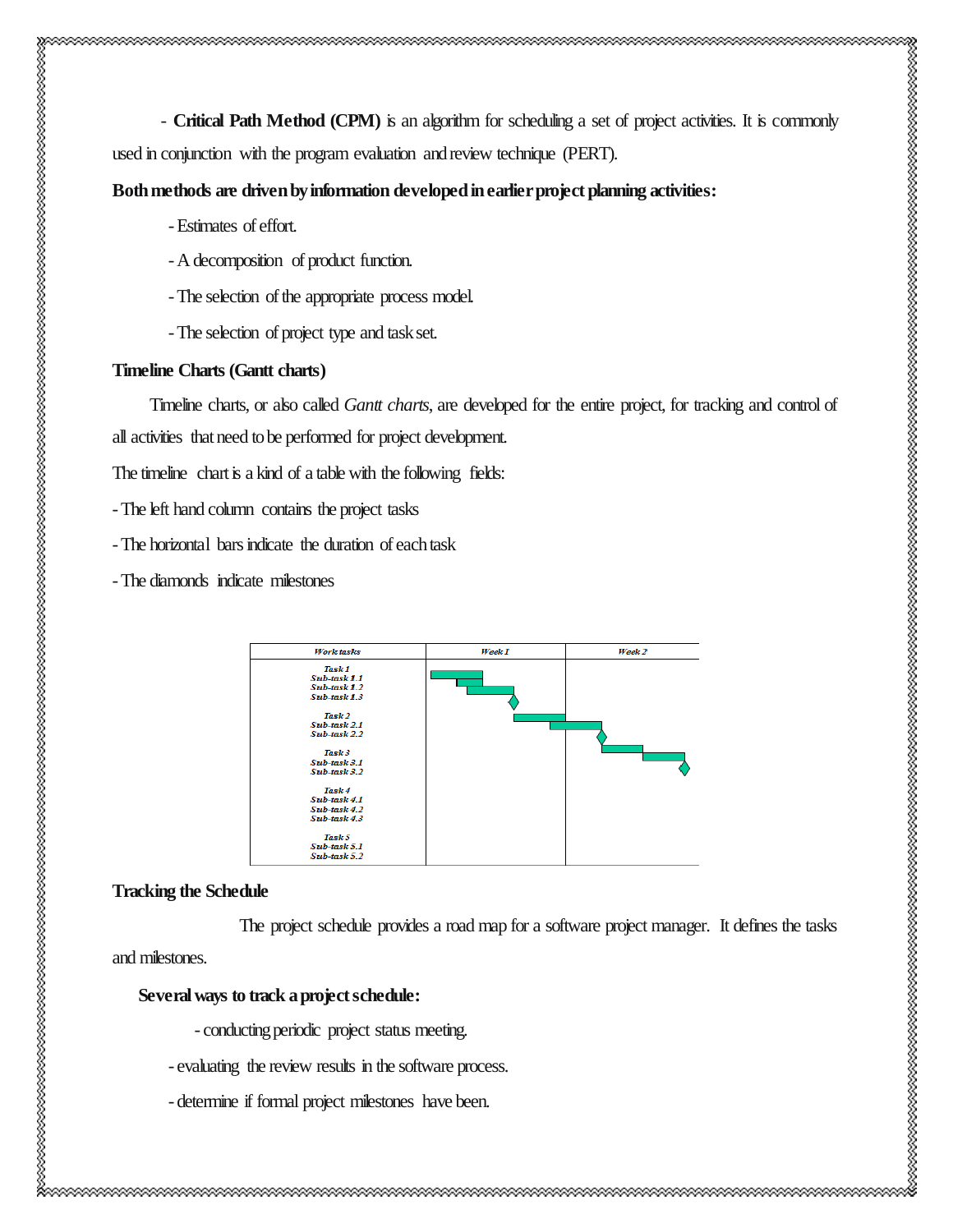- **Critical Path Method (CPM)** is an algorithm for scheduling a set of project activities. It is commonly used in conjunction with the program evaluation and review technique (PERT).

**Both methods are driven by information developed in earlier project planning activities:**

- Estimates of effort.
- A decomposition of product function.
- The selection of the appropriate process model.
- The selection of project type and task set.

**Timeline Charts (Gantt charts)**

Timeline charts, or also called *Gantt charts*, are developed for the entire project, for tracking and control of all activities that need to be performed for project development.

The timeline chart is a kind of a table with the following fields:

- The left hand column contains the project tasks
- The horizontal bars indicate the duration of each task
- The diamonds indicate milestones

| Work tasks | Week 1 | Week 2 |
|---|---|---|
| Task 1<br>Sub-task 1.1<br>Sub-task 1.2<br>Sub-task 1.3 | | |
| Task 2<br>Sub-task 2.1<br>Sub-task 2.2 | | |
| Task 3<br>Sub-task 3.1<br>Sub-task 3.2 | | |
| Task 4<br>Sub-task 4.1<br>Sub-task 4.2<br>Sub-task 4.3 | | |
| Task 5<br>Sub-task 5.1<br>Sub-task 5.2 | | |

**Tracking the Schedule**

The project schedule provides a road map for a software project manager. It defines the tasks and milestones.

**Several ways to track a project schedule:**

- conducting periodic project status meeting.
- evaluating the review results in the software process.
- determine if formal project milestones have been.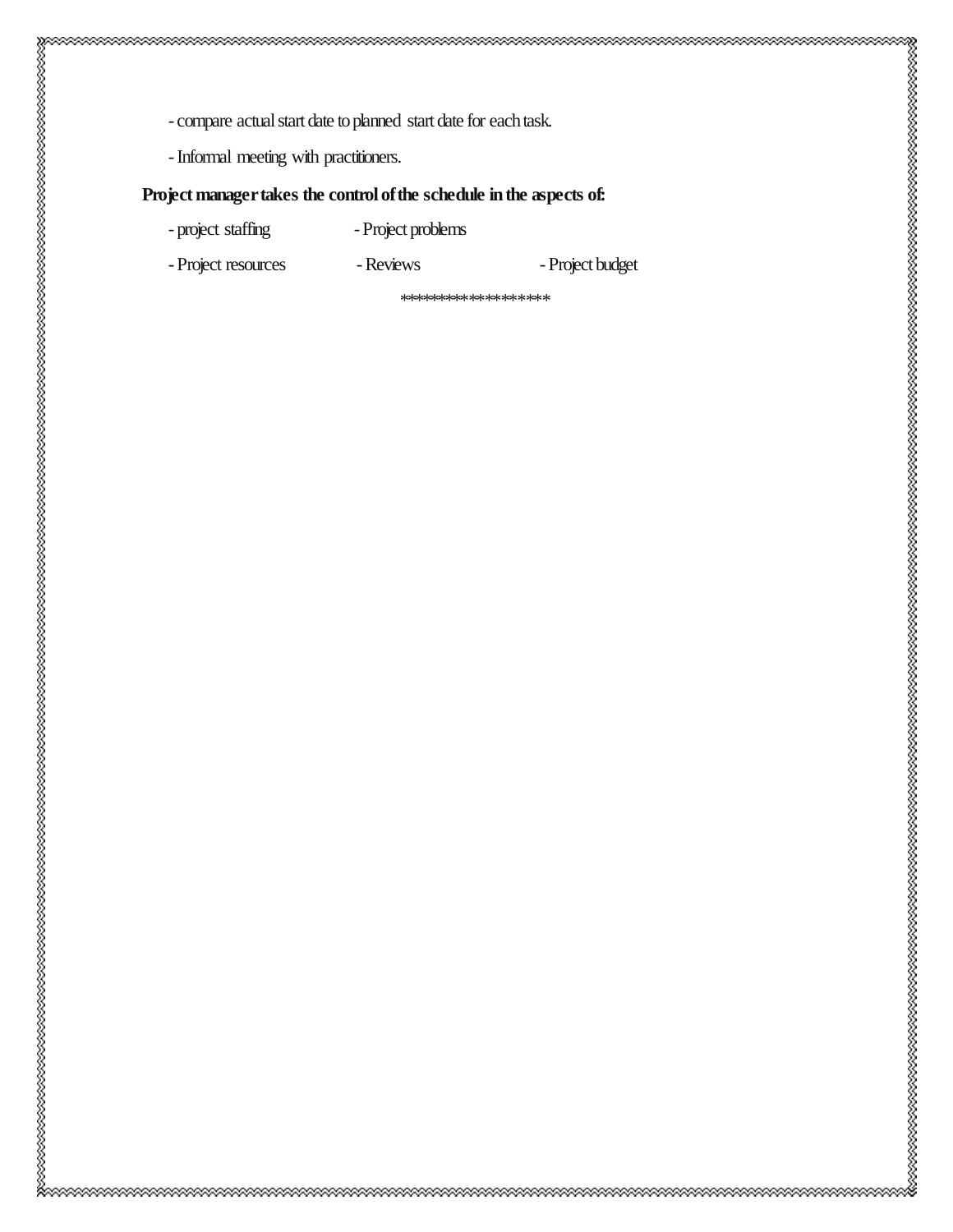- compare actual start date to planned start date for each task.

- Informal meeting with practitioners.

**Project manager takes the control of the schedule in the aspects of:**

- project staffing
- Project problems
- Project resources
- Reviews
- Project budget

********************